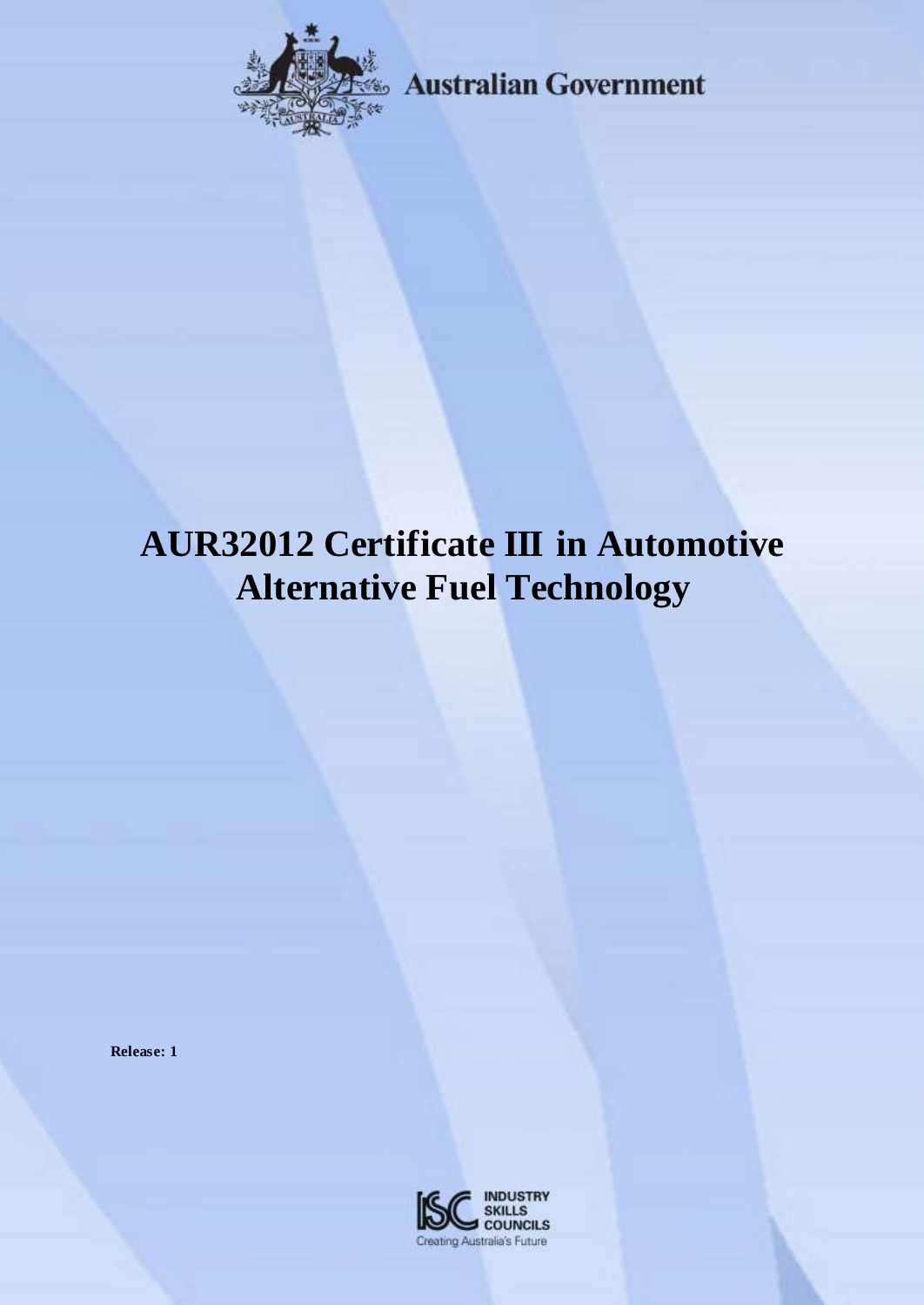Australian Government

# AUR32012 Certificate III in Automotive Alternative Fuel Technology

**Release: 1**

INDUSTRY SKILLS COUNCILS

Creating Australia's Future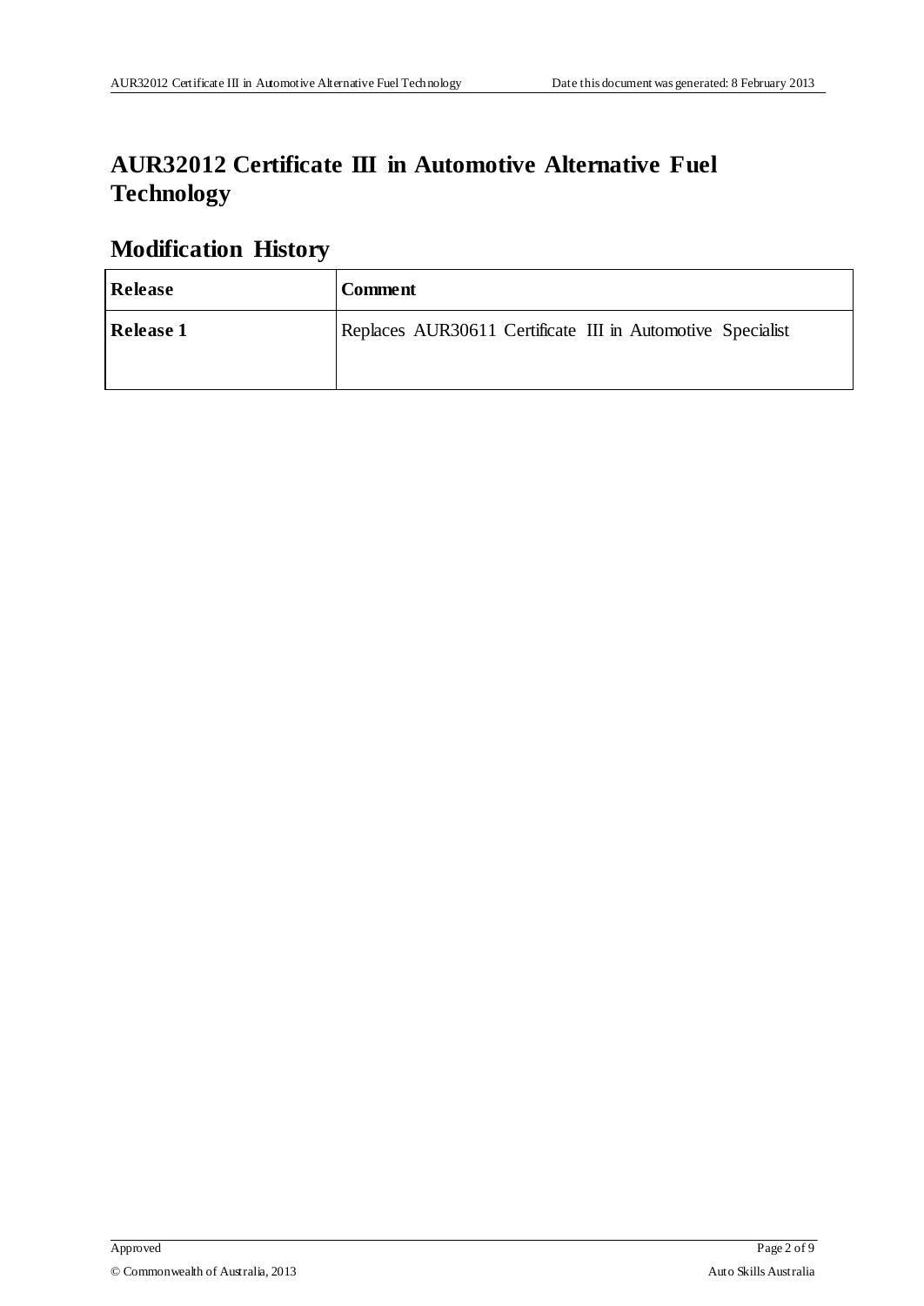# AUR32012 Certificate III in Automotive Alternative Fuel Technology

## Modification History

| Release | Comment |
|---|---|
| Release 1 | Replaces AUR30611 Certificate III in Automotive Specialist |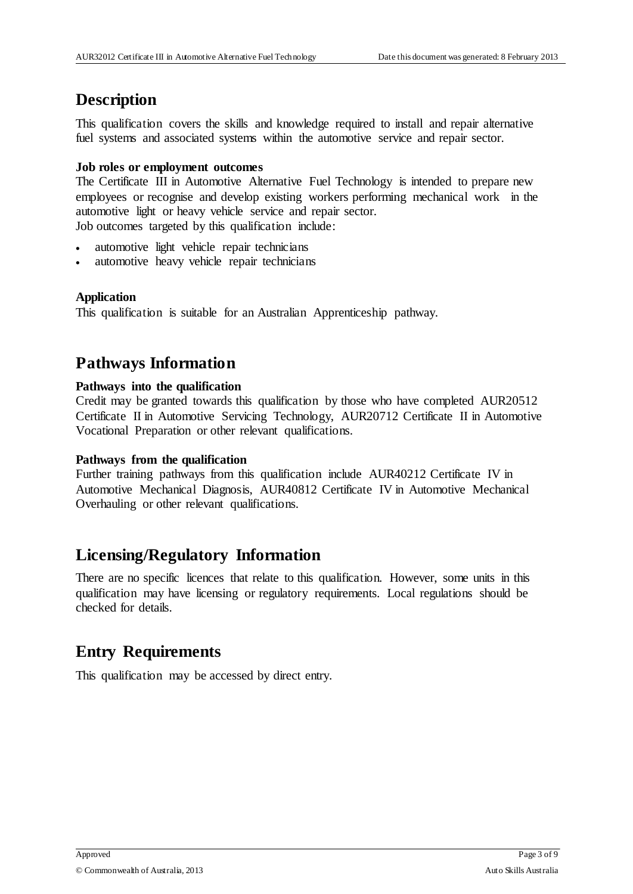## Description

This qualification covers the skills and knowledge required to install and repair alternative fuel systems and associated systems within the automotive service and repair sector.

**Job roles or employment outcomes**

The Certificate III in Automotive Alternative Fuel Technology is intended to prepare new employees or recognise and develop existing workers performing mechanical work in the automotive light or heavy vehicle service and repair sector.

Job outcomes targeted by this qualification include:

- automotive light vehicle repair technicians
- automotive heavy vehicle repair technicians

**Application**

This qualification is suitable for an Australian Apprenticeship pathway.

## Pathways Information

**Pathways into the qualification**

Credit may be granted towards this qualification by those who have completed AUR20512 Certificate II in Automotive Servicing Technology, AUR20712 Certificate II in Automotive Vocational Preparation or other relevant qualifications.

**Pathways from the qualification**

Further training pathways from this qualification include AUR40212 Certificate IV in Automotive Mechanical Diagnosis, AUR40812 Certificate IV in Automotive Mechanical Overhauling or other relevant qualifications.

## Licensing/Regulatory Information

There are no specific licences that relate to this qualification. However, some units in this qualification may have licensing or regulatory requirements. Local regulations should be checked for details.

## Entry Requirements

This qualification may be accessed by direct entry.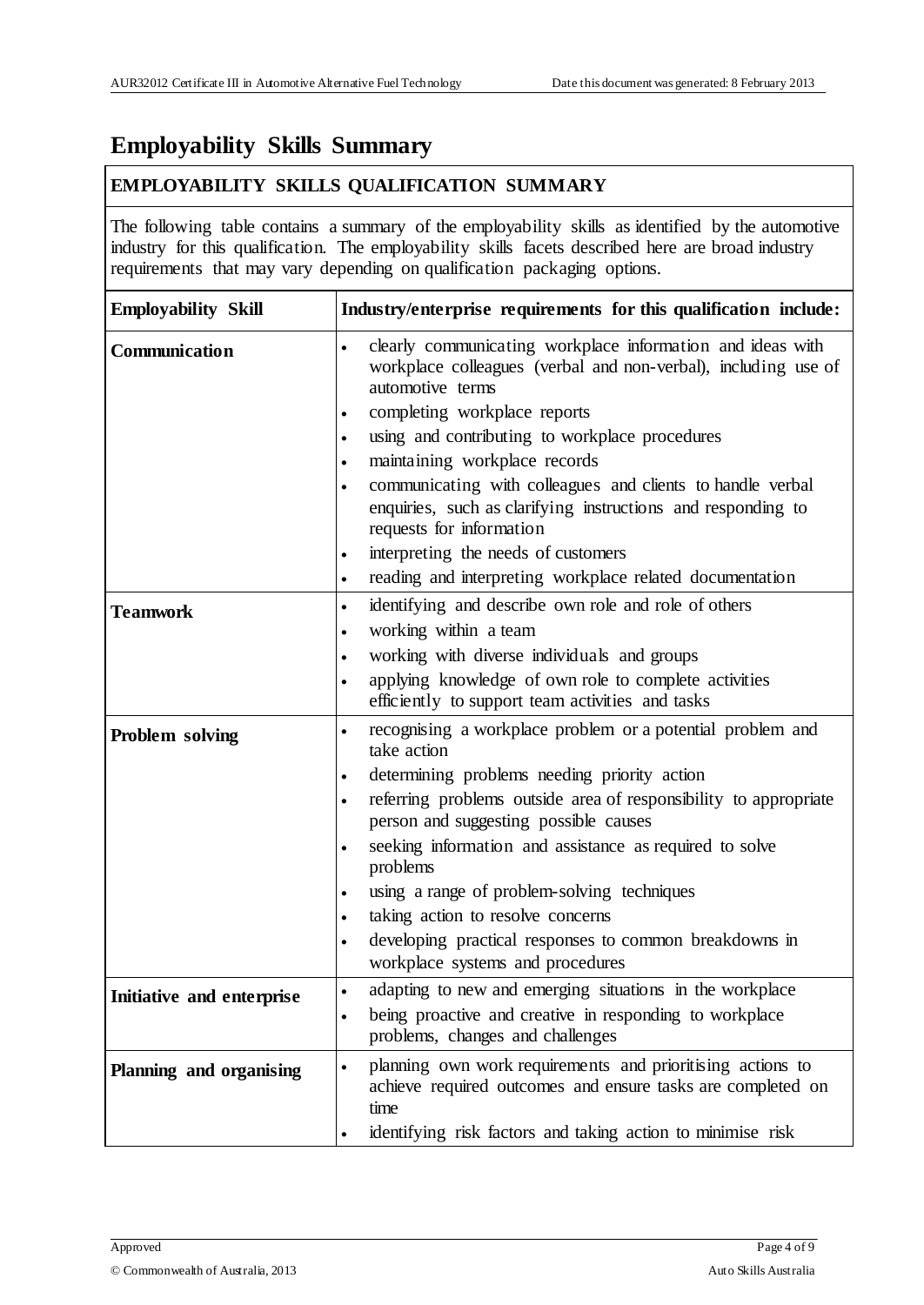# Employability Skills Summary

**EMPLOYABILITY SKILLS QUALIFICATION SUMMARY**

The following table contains a summary of the employability skills as identified by the automotive industry for this qualification. The employability skills facets described here are broad industry requirements that may vary depending on qualification packaging options.

| Employability Skill | Industry/enterprise requirements for this qualification include: |
|---|---|
| **Communication** | • clearly communicating workplace information and ideas with workplace colleagues (verbal and non-verbal), including use of automotive terms<br>• completing workplace reports<br>• using and contributing to workplace procedures<br>• maintaining workplace records<br>• communicating with colleagues and clients to handle verbal enquiries, such as clarifying instructions and responding to requests for information<br>• interpreting the needs of customers<br>• reading and interpreting workplace related documentation |
| **Teamwork** | • identifying and describe own role and role of others<br>• working within a team<br>• working with diverse individuals and groups<br>• applying knowledge of own role to complete activities efficiently to support team activities and tasks |
| **Problem solving** | • recognising a workplace problem or a potential problem and take action<br>• determining problems needing priority action<br>• referring problems outside area of responsibility to appropriate person and suggesting possible causes<br>• seeking information and assistance as required to solve problems<br>• using a range of problem-solving techniques<br>• taking action to resolve concerns<br>• developing practical responses to common breakdowns in workplace systems and procedures |
| **Initiative and enterprise** | • adapting to new and emerging situations in the workplace<br>• being proactive and creative in responding to workplace problems, changes and challenges |
| **Planning and organising** | • planning own work requirements and prioritising actions to achieve required outcomes and ensure tasks are completed on time<br>• identifying risk factors and taking action to minimise risk |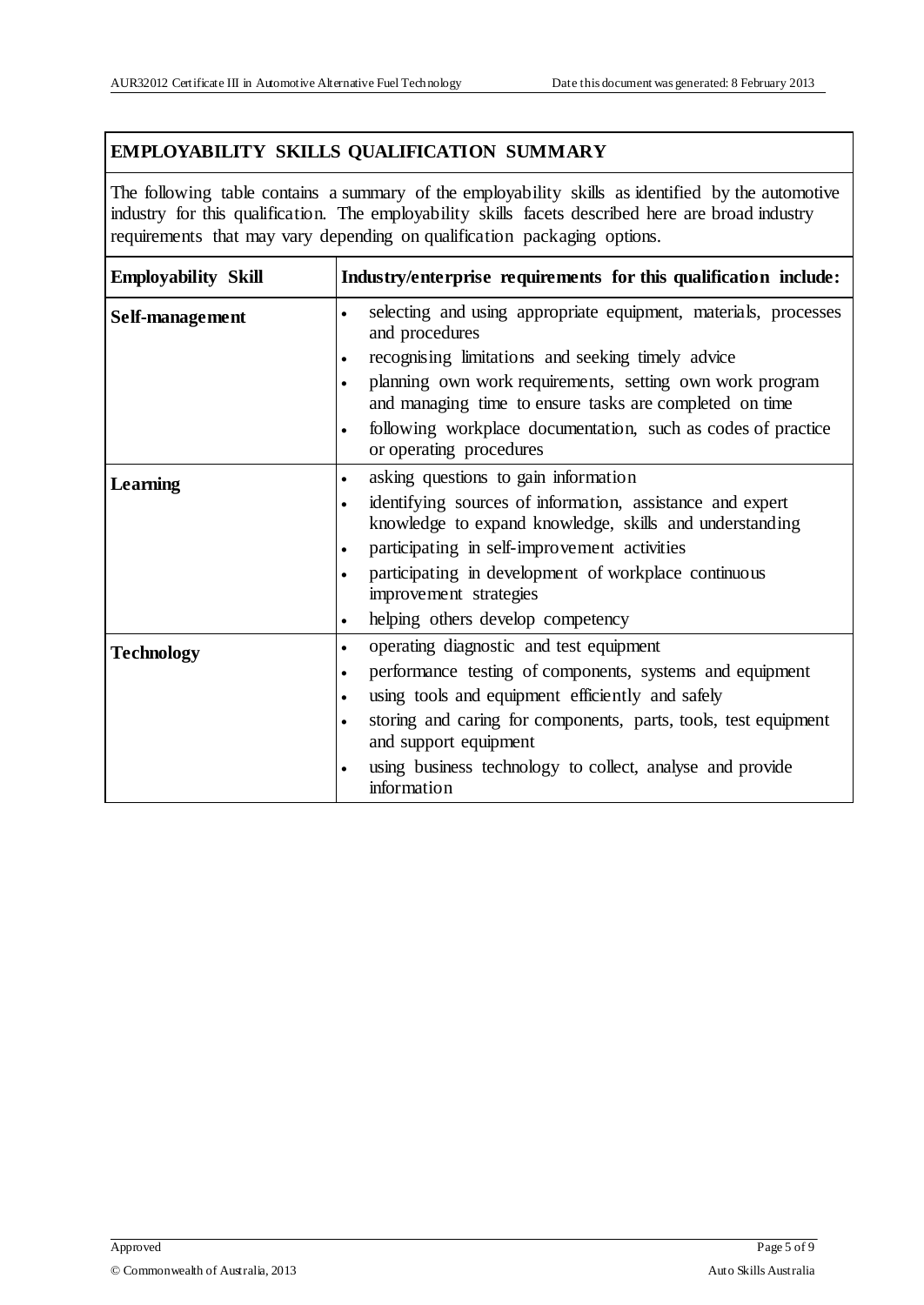## EMPLOYABILITY SKILLS QUALIFICATION SUMMARY

The following table contains a summary of the employability skills as identified by the automotive industry for this qualification. The employability skills facets described here are broad industry requirements that may vary depending on qualification packaging options.

| Employability Skill | Industry/enterprise requirements for this qualification include: |
|---|---|
| **Self-management** | • selecting and using appropriate equipment, materials, processes and procedures<br>• recognising limitations and seeking timely advice<br>• planning own work requirements, setting own work program and managing time to ensure tasks are completed on time<br>• following workplace documentation, such as codes of practice or operating procedures |
| **Learning** | • asking questions to gain information<br>• identifying sources of information, assistance and expert knowledge to expand knowledge, skills and understanding<br>• participating in self-improvement activities<br>• participating in development of workplace continuous improvement strategies<br>• helping others develop competency |
| **Technology** | • operating diagnostic and test equipment<br>• performance testing of components, systems and equipment<br>• using tools and equipment efficiently and safely<br>• storing and caring for components, parts, tools, test equipment and support equipment<br>• using business technology to collect, analyse and provide information |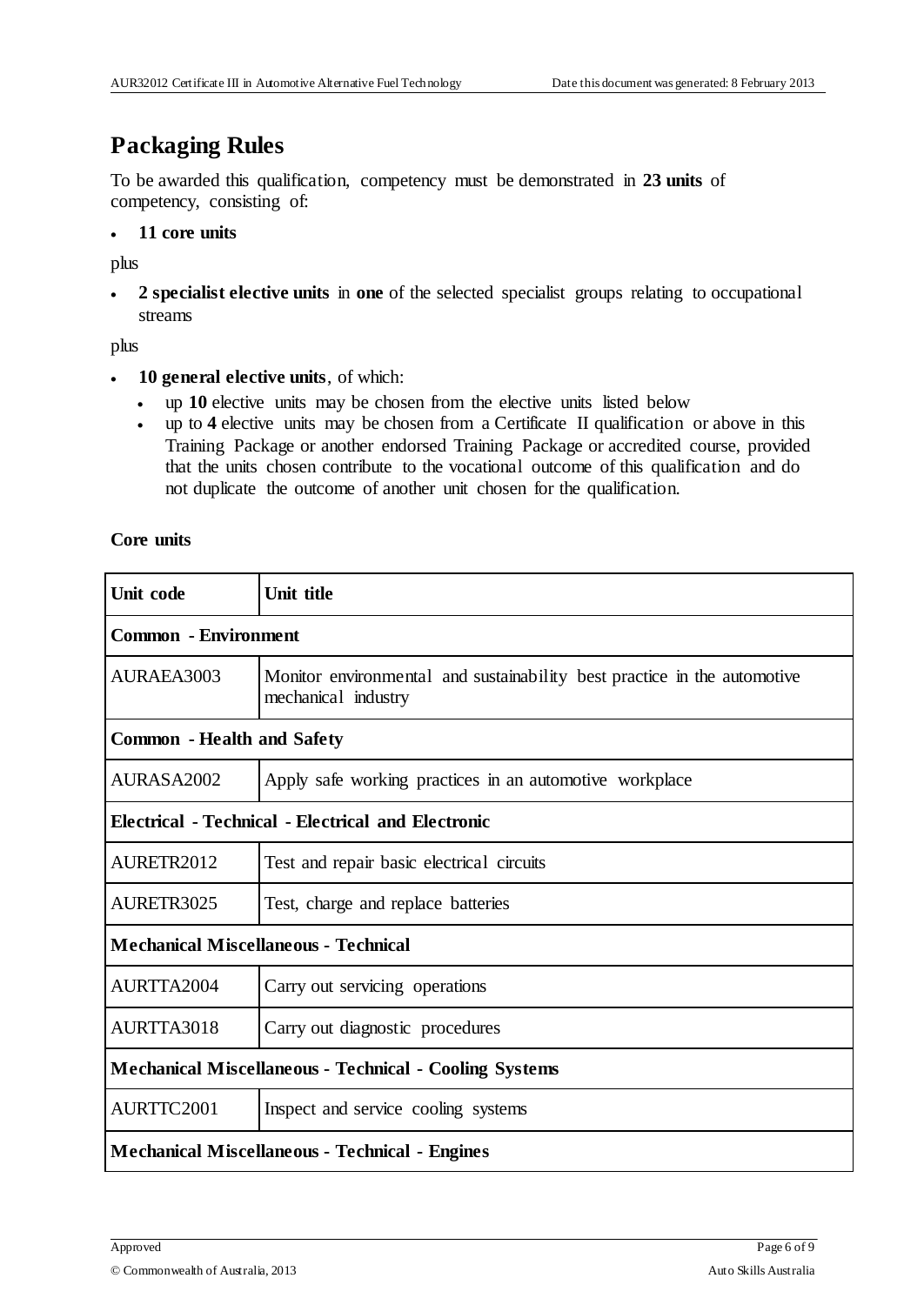## Packaging Rules

To be awarded this qualification, competency must be demonstrated in **23 units** of competency, consisting of:

- **11 core units**

plus

- **2 specialist elective units** in **one** of the selected specialist groups relating to occupational streams

plus

- **10 general elective units**, of which:
  - up **10** elective units may be chosen from the elective units listed below
  - up to **4** elective units may be chosen from a Certificate II qualification or above in this Training Package or another endorsed Training Package or accredited course, provided that the units chosen contribute to the vocational outcome of this qualification and do not duplicate the outcome of another unit chosen for the qualification.

**Core units**

| Unit code | Unit title |
|---|---|
| **Common - Environment** | |
| AURAEA3003 | Monitor environmental and sustainability best practice in the automotive mechanical industry |
| **Common - Health and Safety** | |
| AURASA2002 | Apply safe working practices in an automotive workplace |
| **Electrical - Technical - Electrical and Electronic** | |
| AURETR2012 | Test and repair basic electrical circuits |
| AURETR3025 | Test, charge and replace batteries |
| **Mechanical Miscellaneous - Technical** | |
| AURTTA2004 | Carry out servicing operations |
| AURTTA3018 | Carry out diagnostic procedures |
| **Mechanical Miscellaneous - Technical - Cooling Systems** | |
| AURTTC2001 | Inspect and service cooling systems |
| **Mechanical Miscellaneous - Technical - Engines** | |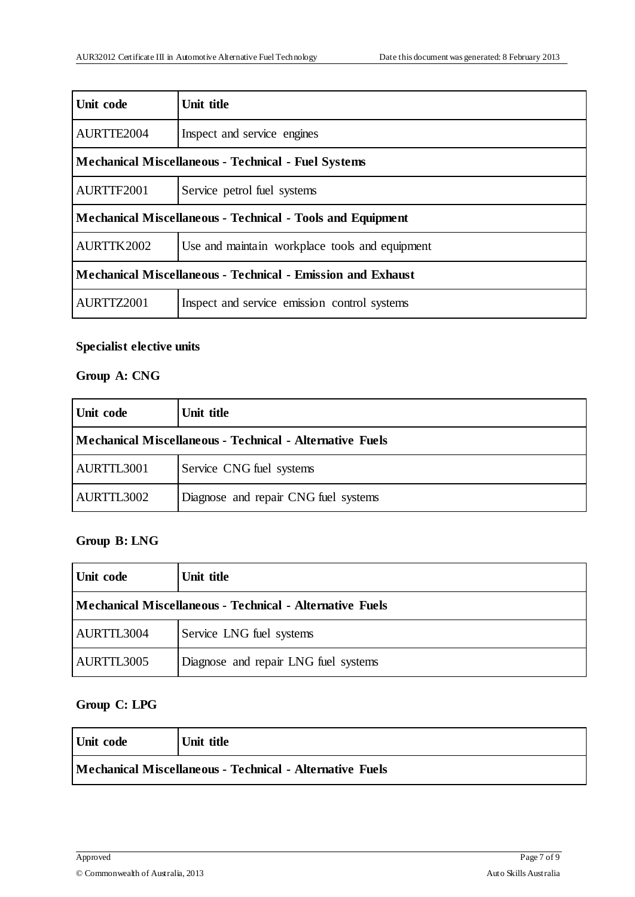| Unit code | Unit title |
|---|---|
| AURTTE2004 | Inspect and service engines |
| **Mechanical Miscellaneous - Technical - Fuel Systems** | |
| AURTTF2001 | Service petrol fuel systems |
| **Mechanical Miscellaneous - Technical - Tools and Equipment** | |
| AURTTK2002 | Use and maintain workplace tools and equipment |
| **Mechanical Miscellaneous - Technical - Emission and Exhaust** | |
| AURTTZ2001 | Inspect and service emission control systems |

**Specialist elective units**

**Group A: CNG**

| Unit code | Unit title |
|---|---|
| **Mechanical Miscellaneous - Technical - Alternative Fuels** | |
| AURTTL3001 | Service CNG fuel systems |
| AURTTL3002 | Diagnose and repair CNG fuel systems |

**Group B: LNG**

| Unit code | Unit title |
|---|---|
| **Mechanical Miscellaneous - Technical - Alternative Fuels** | |
| AURTTL3004 | Service LNG fuel systems |
| AURTTL3005 | Diagnose and repair LNG fuel systems |

**Group C: LPG**

| Unit code | Unit title |
|---|---|
| **Mechanical Miscellaneous - Technical - Alternative Fuels** | |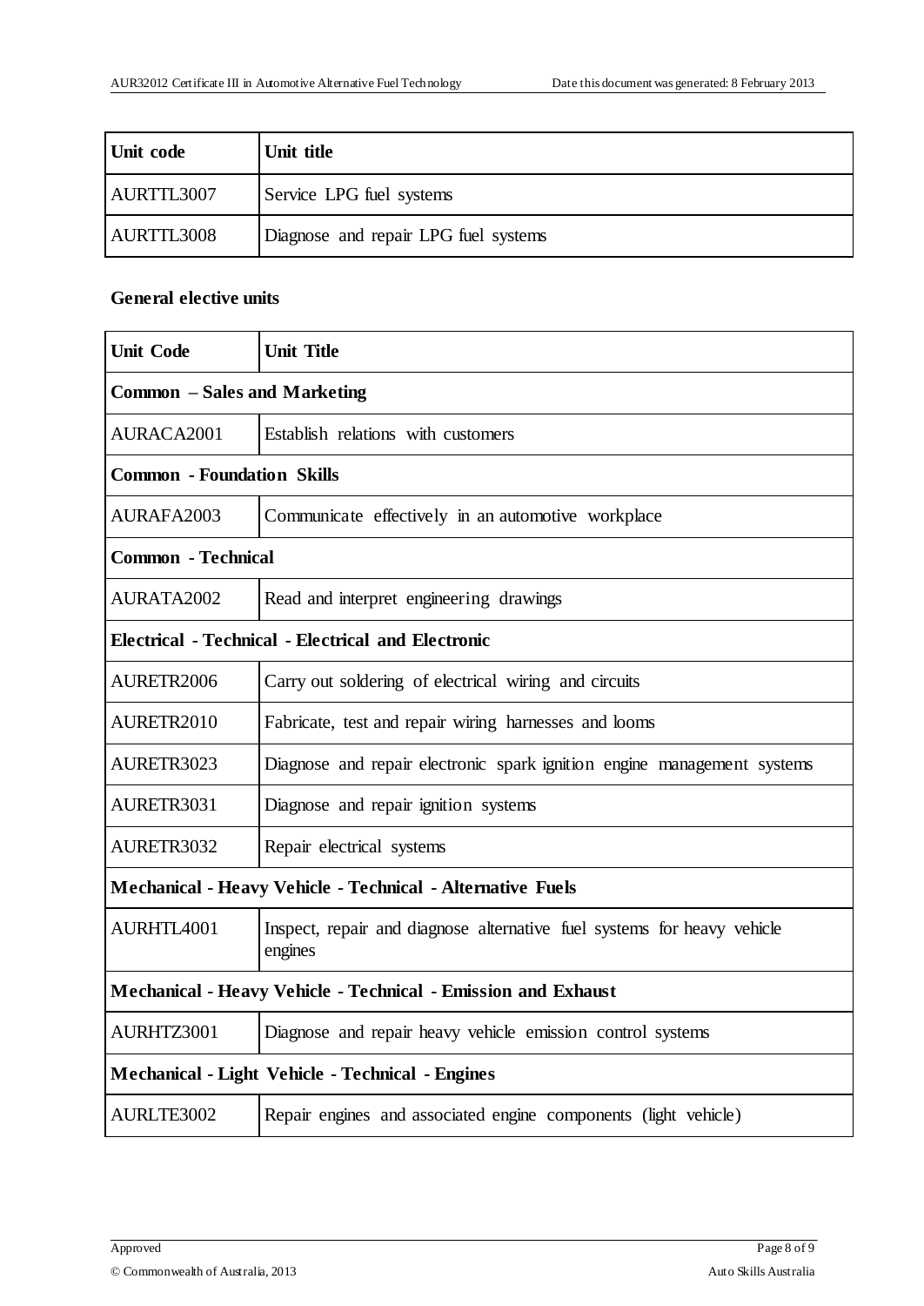| Unit code | Unit title |
|---|---|
| AURTTL3007 | Service LPG fuel systems |
| AURTTL3008 | Diagnose and repair LPG fuel systems |

**General elective units**

| Unit Code | Unit Title |
|---|---|
| **Common – Sales and Marketing** | |
| AURACA2001 | Establish relations with customers |
| **Common - Foundation Skills** | |
| AURAFA2003 | Communicate effectively in an automotive workplace |
| **Common - Technical** | |
| AURATA2002 | Read and interpret engineering drawings |
| **Electrical - Technical - Electrical and Electronic** | |
| AURETR2006 | Carry out soldering of electrical wiring and circuits |
| AURETR2010 | Fabricate, test and repair wiring harnesses and looms |
| AURETR3023 | Diagnose and repair electronic spark ignition engine management systems |
| AURETR3031 | Diagnose and repair ignition systems |
| AURETR3032 | Repair electrical systems |
| **Mechanical - Heavy Vehicle - Technical - Alternative Fuels** | |
| AURHTL4001 | Inspect, repair and diagnose alternative fuel systems for heavy vehicle engines |
| **Mechanical - Heavy Vehicle - Technical - Emission and Exhaust** | |
| AURHTZ3001 | Diagnose and repair heavy vehicle emission control systems |
| **Mechanical - Light Vehicle - Technical - Engines** | |
| AURLTE3002 | Repair engines and associated engine components (light vehicle) |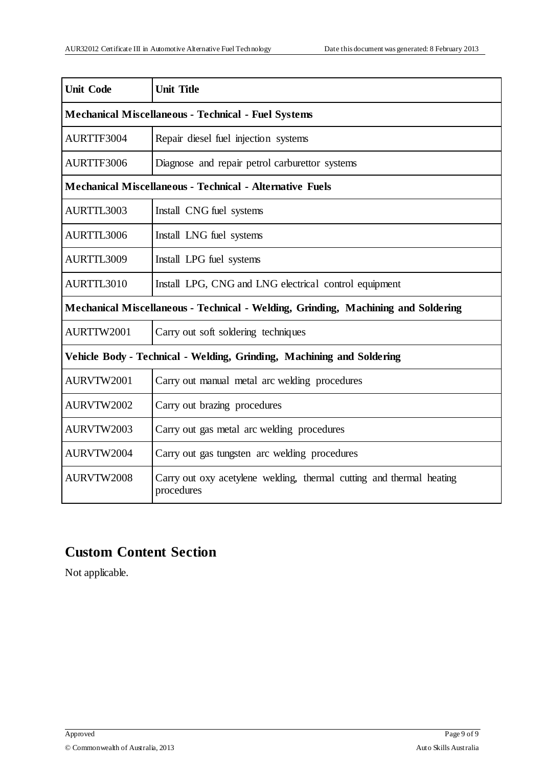| Unit Code | Unit Title |
|---|---|
| **Mechanical Miscellaneous - Technical - Fuel Systems** | |
| AURTTF3004 | Repair diesel fuel injection systems |
| AURTTF3006 | Diagnose and repair petrol carburettor systems |
| **Mechanical Miscellaneous - Technical - Alternative Fuels** | |
| AURTTL3003 | Install CNG fuel systems |
| AURTTL3006 | Install LNG fuel systems |
| AURTTL3009 | Install LPG fuel systems |
| AURTTL3010 | Install LPG, CNG and LNG electrical control equipment |
| **Mechanical Miscellaneous - Technical - Welding, Grinding, Machining and Soldering** | |
| AURTTW2001 | Carry out soft soldering techniques |
| **Vehicle Body - Technical - Welding, Grinding, Machining and Soldering** | |
| AURVTW2001 | Carry out manual metal arc welding procedures |
| AURVTW2002 | Carry out brazing procedures |
| AURVTW2003 | Carry out gas metal arc welding procedures |
| AURVTW2004 | Carry out gas tungsten arc welding procedures |
| AURVTW2008 | Carry out oxy acetylene welding, thermal cutting and thermal heating procedures |

## Custom Content Section

Not applicable.